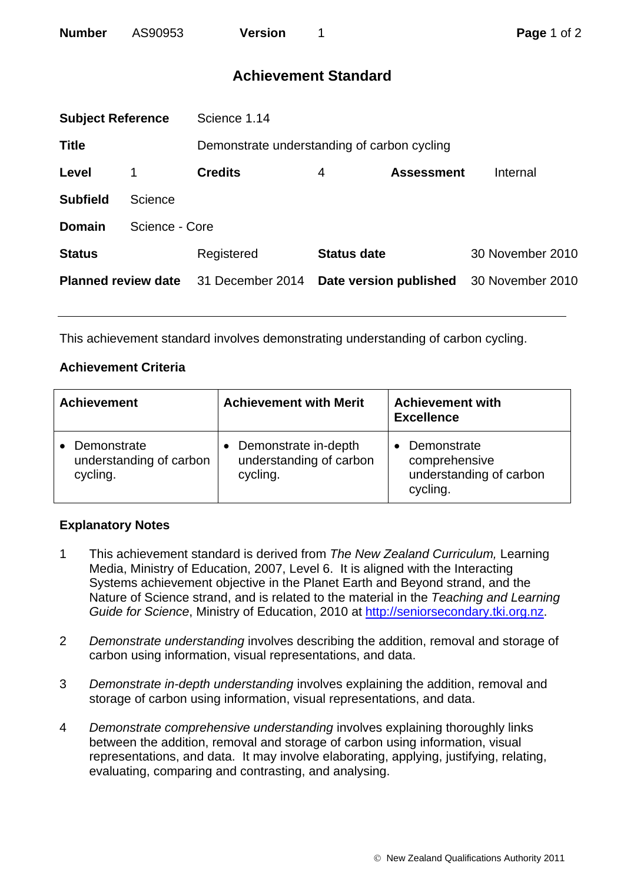| **Number** | AS90953 | **Version** | 1 |
|---|---|---|---|

# Achievement Standard

| | | | | | |
|---|---|---|---|---|---|
| **Subject Reference** | | Science 1.14 | | | |
| **Title** | | Demonstrate understanding of carbon cycling | | | |
| **Level** | 1 | **Credits** | 4 | **Assessment** | Internal |
| **Subfield** | Science | | | | |
| **Domain** | Science - Core | | | | |
| **Status** | | Registered | **Status date** | | 30 November 2010 |
| **Planned review date** | | 31 December 2014 | **Date version published** | | 30 November 2010 |

---

This achievement standard involves demonstrating understanding of carbon cycling.

## Achievement Criteria

| Achievement | Achievement with Merit | Achievement with Excellence |
|---|---|---|
| • Demonstrate understanding of carbon cycling. | • Demonstrate in-depth understanding of carbon cycling. | • Demonstrate comprehensive understanding of carbon cycling. |

## Explanatory Notes

1 This achievement standard is derived from *The New Zealand Curriculum,* Learning Media, Ministry of Education, 2007, Level 6. It is aligned with the Interacting Systems achievement objective in the Planet Earth and Beyond strand, and the Nature of Science strand, and is related to the material in the *Teaching and Learning Guide for Science*, Ministry of Education, 2010 at http://seniorsecondary.tki.org.nz.

2 *Demonstrate understanding* involves describing the addition, removal and storage of carbon using information, visual representations, and data.

3 *Demonstrate in-depth understanding* involves explaining the addition, removal and storage of carbon using information, visual representations, and data.

4 *Demonstrate comprehensive understanding* involves explaining thoroughly links between the addition, removal and storage of carbon using information, visual representations, and data. It may involve elaborating, applying, justifying, relating, evaluating, comparing and contrasting, and analysing.

© New Zealand Qualifications Authority 2011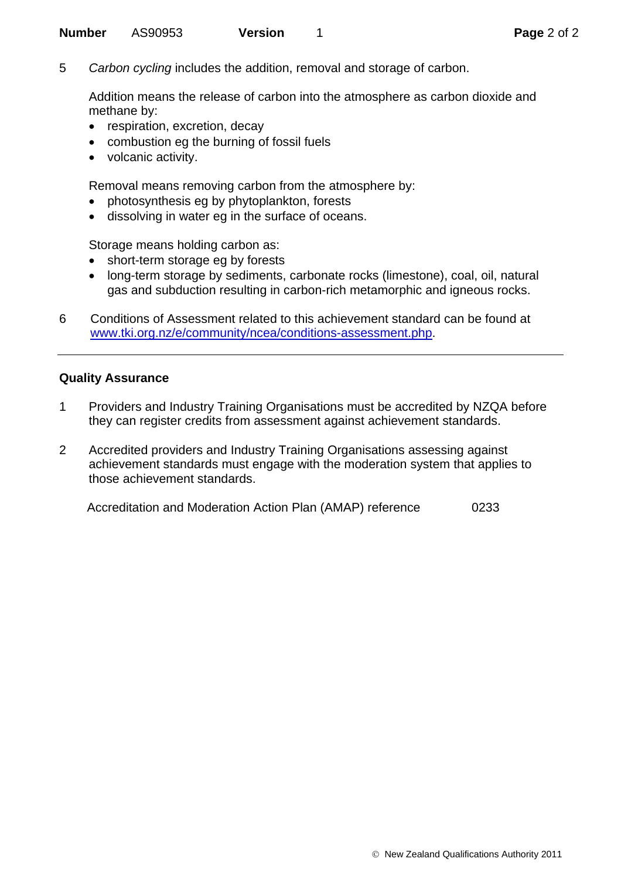5 *Carbon cycling* includes the addition, removal and storage of carbon.

Addition means the release of carbon into the atmosphere as carbon dioxide and methane by:

- respiration, excretion, decay
- combustion eg the burning of fossil fuels
- volcanic activity.

Removal means removing carbon from the atmosphere by:

- photosynthesis eg by phytoplankton, forests
- dissolving in water eg in the surface of oceans.

Storage means holding carbon as:

- short-term storage eg by forests
- long-term storage by sediments, carbonate rocks (limestone), coal, oil, natural gas and subduction resulting in carbon-rich metamorphic and igneous rocks.

6 Conditions of Assessment related to this achievement standard can be found at www.tki.org.nz/e/community/ncea/conditions-assessment.php.

---

**Quality Assurance**

1 Providers and Industry Training Organisations must be accredited by NZQA before they can register credits from assessment against achievement standards.

2 Accredited providers and Industry Training Organisations assessing against achievement standards must engage with the moderation system that applies to those achievement standards.

Accreditation and Moderation Action Plan (AMAP) reference 0233